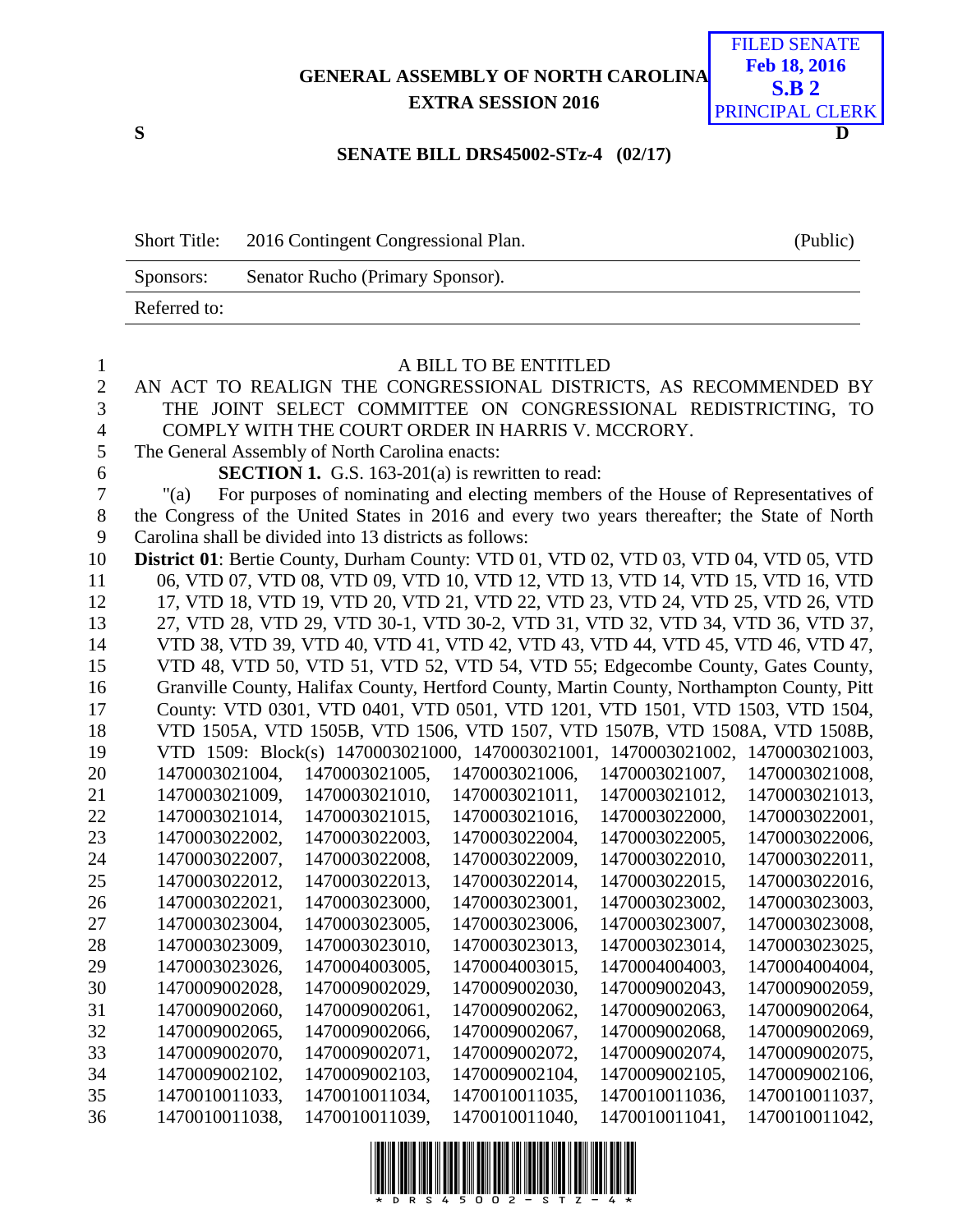GENERAL ASSEMBLY OF NORTH CAROLINA
EXTRA SESSION 2016

FILED SENATE
**Feb 18, 2016**
**S.B 2**
PRINCIPAL CLERK

**S** **D**

**SENATE BILL DRS45002-STz-4 (02/17)**

| Short Title: | 2016 Contingent Congressional Plan. | (Public) |
|---|---|---|
| Sponsors: | Senator Rucho (Primary Sponsor). | |
| Referred to: | | |

A BILL TO BE ENTITLED

AN ACT TO REALIGN THE CONGRESSIONAL DISTRICTS, AS RECOMMENDED BY THE JOINT SELECT COMMITTEE ON CONGRESSIONAL REDISTRICTING, TO COMPLY WITH THE COURT ORDER IN HARRIS V. MCCRORY.

The General Assembly of North Carolina enacts:

**SECTION 1.** G.S. 163-201(a) is rewritten to read:

"(a) For purposes of nominating and electing members of the House of Representatives of the Congress of the United States in 2016 and every two years thereafter; the State of North Carolina shall be divided into 13 districts as follows:

**District 01**: Bertie County, Durham County: VTD 01, VTD 02, VTD 03, VTD 04, VTD 05, VTD 06, VTD 07, VTD 08, VTD 09, VTD 10, VTD 12, VTD 13, VTD 14, VTD 15, VTD 16, VTD 17, VTD 18, VTD 19, VTD 20, VTD 21, VTD 22, VTD 23, VTD 24, VTD 25, VTD 26, VTD 27, VTD 28, VTD 29, VTD 30-1, VTD 30-2, VTD 31, VTD 32, VTD 34, VTD 36, VTD 37, VTD 38, VTD 39, VTD 40, VTD 41, VTD 42, VTD 43, VTD 44, VTD 45, VTD 46, VTD 47, VTD 48, VTD 50, VTD 51, VTD 52, VTD 54, VTD 55; Edgecombe County, Gates County, Granville County, Halifax County, Hertford County, Martin County, Northampton County, Pitt County: VTD 0301, VTD 0401, VTD 0501, VTD 1201, VTD 1501, VTD 1503, VTD 1504, VTD 1505A, VTD 1505B, VTD 1506, VTD 1507, VTD 1507B, VTD 1508A, VTD 1508B, VTD 1509: Block(s) 1470003021000, 1470003021001, 1470003021002, 1470003021003, 1470003021004, 1470003021005, 1470003021006, 1470003021007, 1470003021008, 1470003021009, 1470003021010, 1470003021011, 1470003021012, 1470003021013, 1470003021014, 1470003021015, 1470003021016, 1470003022000, 1470003022001, 1470003022002, 1470003022003, 1470003022004, 1470003022005, 1470003022006, 1470003022007, 1470003022008, 1470003022009, 1470003022010, 1470003022011, 1470003022012, 1470003022013, 1470003022014, 1470003022015, 1470003022016, 1470003022021, 1470003023000, 1470003023001, 1470003023002, 1470003023003, 1470003023004, 1470003023005, 1470003023006, 1470003023007, 1470003023008, 1470003023009, 1470003023010, 1470003023013, 1470003023014, 1470003023025, 1470003023026, 1470004003005, 1470004003015, 1470004004003, 1470004004004, 1470009002028, 1470009002029, 1470009002030, 1470009002043, 1470009002059, 1470009002060, 1470009002061, 1470009002062, 1470009002063, 1470009002064, 1470009002065, 1470009002066, 1470009002067, 1470009002068, 1470009002069, 1470009002070, 1470009002071, 1470009002072, 1470009002074, 1470009002075, 1470009002102, 1470009002103, 1470009002104, 1470009002105, 1470009002106, 1470010011033, 1470010011034, 1470010011035, 1470010011036, 1470010011037, 1470010011038, 1470010011039, 1470010011040, 1470010011041, 1470010011042,

\* D R S 4 5 0 0 2 - S T Z - 4 \*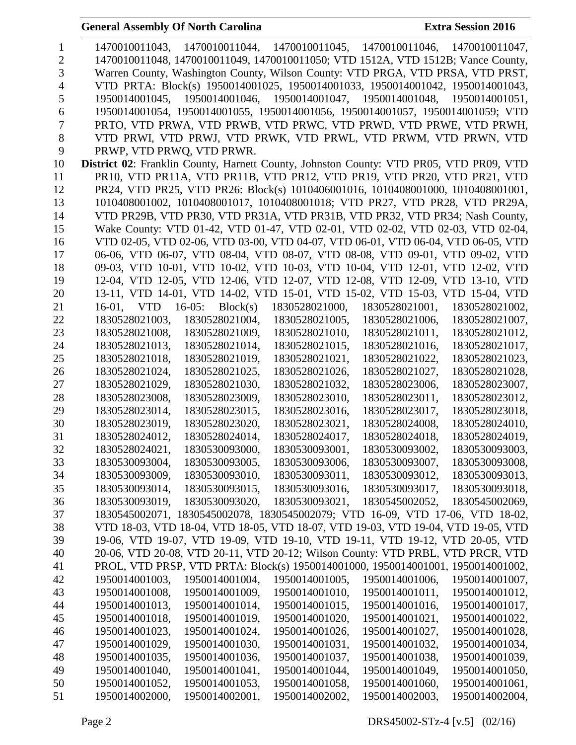1470010011043, 1470010011044, 1470010011045, 1470010011046, 1470010011047, 1470010011048, 1470010011049, 1470010011050; VTD 1512A, VTD 1512B; Vance County, Warren County, Washington County, Wilson County: VTD PRGA, VTD PRSA, VTD PRST, VTD PRTA: Block(s) 1950014001025, 1950014001033, 1950014001042, 1950014001043, 1950014001045, 1950014001046, 1950014001047, 1950014001048, 1950014001051, 1950014001054, 1950014001055, 1950014001056, 1950014001057, 1950014001059; VTD PRTO, VTD PRWA, VTD PRWB, VTD PRWC, VTD PRWD, VTD PRWE, VTD PRWH, VTD PRWI, VTD PRWJ, VTD PRWK, VTD PRWL, VTD PRWM, VTD PRWN, VTD PRWP, VTD PRWQ, VTD PRWR.

**District 02**: Franklin County, Harnett County, Johnston County: VTD PR05, VTD PR09, VTD PR10, VTD PR11A, VTD PR11B, VTD PR12, VTD PR19, VTD PR20, VTD PR21, VTD PR24, VTD PR25, VTD PR26: Block(s) 1010406001016, 1010408001000, 1010408001001, 1010408001002, 1010408001017, 1010408001018; VTD PR27, VTD PR28, VTD PR29A, VTD PR29B, VTD PR30, VTD PR31A, VTD PR31B, VTD PR32, VTD PR34; Nash County, Wake County: VTD 01-42, VTD 01-47, VTD 02-01, VTD 02-02, VTD 02-03, VTD 02-04, VTD 02-05, VTD 02-06, VTD 03-00, VTD 04-07, VTD 06-01, VTD 06-04, VTD 06-05, VTD 06-06, VTD 06-07, VTD 08-04, VTD 08-07, VTD 08-08, VTD 09-01, VTD 09-02, VTD 09-03, VTD 10-01, VTD 10-02, VTD 10-03, VTD 10-04, VTD 12-01, VTD 12-02, VTD 12-04, VTD 12-05, VTD 12-06, VTD 12-07, VTD 12-08, VTD 12-09, VTD 13-10, VTD 13-11, VTD 14-01, VTD 14-02, VTD 15-01, VTD 15-02, VTD 15-03, VTD 15-04, VTD 16-01, VTD 16-05: Block(s) 1830528021000, 1830528021001, 1830528021002, 1830528021003, 1830528021004, 1830528021005, 1830528021006, 1830528021007, 1830528021008, 1830528021009, 1830528021010, 1830528021011, 1830528021012, 1830528021013, 1830528021014, 1830528021015, 1830528021016, 1830528021017, 1830528021018, 1830528021019, 1830528021021, 1830528021022, 1830528021023, 1830528021024, 1830528021025, 1830528021026, 1830528021027, 1830528021028, 1830528021029, 1830528021030, 1830528021032, 1830528023006, 1830528023007, 1830528023008, 1830528023009, 1830528023010, 1830528023011, 1830528023012, 1830528023014, 1830528023015, 1830528023016, 1830528023017, 1830528023018, 1830528023019, 1830528023020, 1830528023021, 1830528024008, 1830528024010, 1830528024012, 1830528024014, 1830528024017, 1830528024018, 1830528024019, 1830528024021, 1830530093000, 1830530093001, 1830530093002, 1830530093003, 1830530093004, 1830530093005, 1830530093006, 1830530093007, 1830530093008, 1830530093009, 1830530093010, 1830530093011, 1830530093012, 1830530093013, 1830530093014, 1830530093015, 1830530093016, 1830530093017, 1830530093018, 1830530093019, 1830530093020, 1830530093021, 1830545002052, 1830545002069, 1830545002071, 1830545002078, 1830545002079; VTD 16-09, VTD 17-06, VTD 18-02, VTD 18-03, VTD 18-04, VTD 18-05, VTD 18-07, VTD 19-03, VTD 19-04, VTD 19-05, VTD 19-06, VTD 19-07, VTD 19-09, VTD 19-10, VTD 19-11, VTD 19-12, VTD 20-05, VTD 20-06, VTD 20-08, VTD 20-11, VTD 20-12; Wilson County: VTD PRBL, VTD PRCR, VTD PROL, VTD PRSP, VTD PRTA: Block(s) 1950014001000, 1950014001001, 1950014001002, 1950014001003, 1950014001004, 1950014001005, 1950014001006, 1950014001007, 1950014001008, 1950014001009, 1950014001010, 1950014001011, 1950014001012, 1950014001013, 1950014001014, 1950014001015, 1950014001016, 1950014001017, 1950014001018, 1950014001019, 1950014001020, 1950014001021, 1950014001022, 1950014001023, 1950014001024, 1950014001026, 1950014001027, 1950014001028, 1950014001029, 1950014001030, 1950014001031, 1950014001032, 1950014001034, 1950014001035, 1950014001036, 1950014001037, 1950014001038, 1950014001039, 1950014001040, 1950014001041, 1950014001044, 1950014001049, 1950014001050, 1950014001052, 1950014001053, 1950014001058, 1950014001060, 1950014001061, 1950014002000, 1950014002001, 1950014002002, 1950014002003, 1950014002004,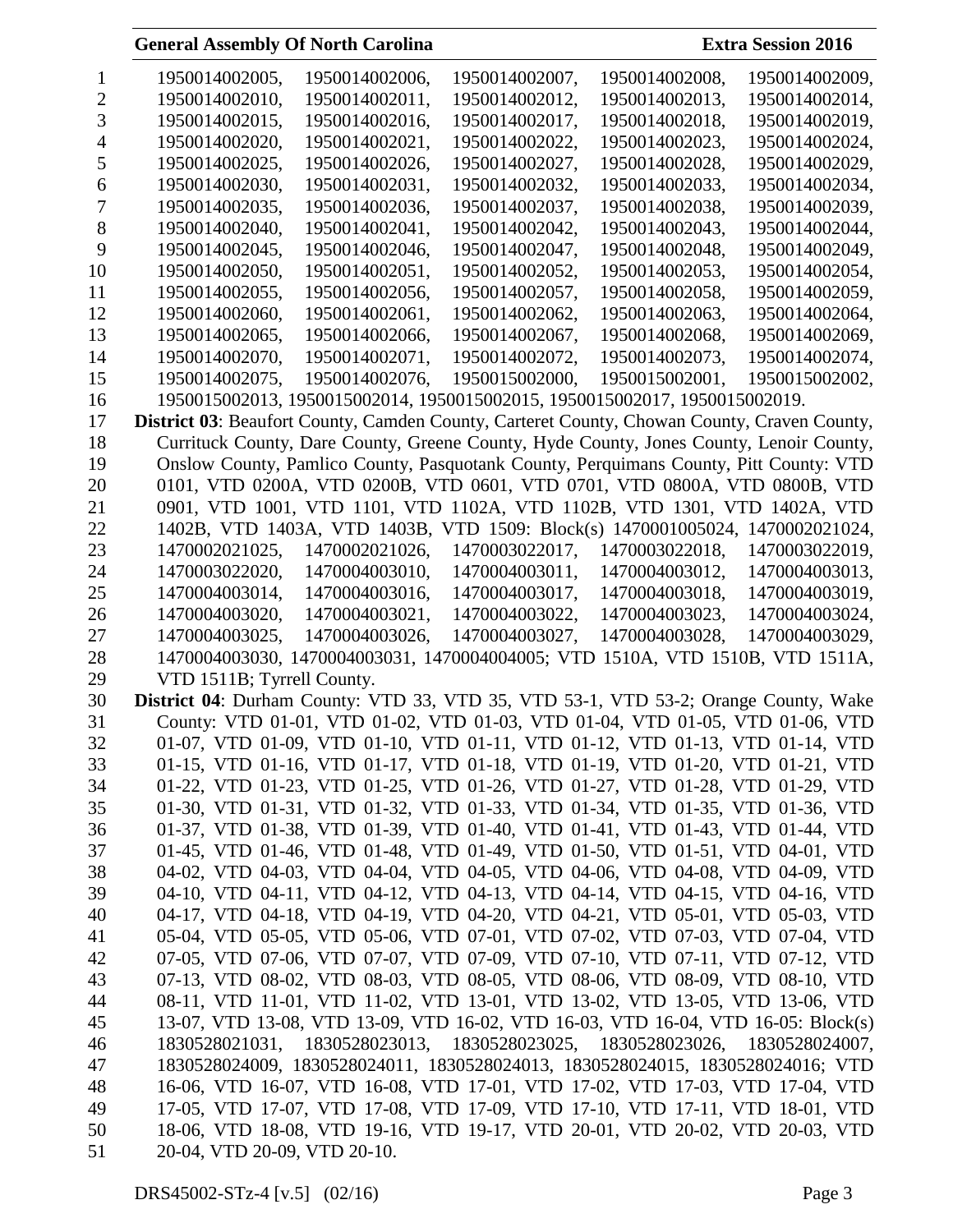1950014002005, 1950014002006, 1950014002007, 1950014002008, 1950014002009, 1950014002010, 1950014002011, 1950014002012, 1950014002013, 1950014002014, 1950014002015, 1950014002016, 1950014002017, 1950014002018, 1950014002019, 1950014002020, 1950014002021, 1950014002022, 1950014002023, 1950014002024, 1950014002025, 1950014002026, 1950014002027, 1950014002028, 1950014002029, 1950014002030, 1950014002031, 1950014002032, 1950014002033, 1950014002034, 1950014002035, 1950014002036, 1950014002037, 1950014002038, 1950014002039, 1950014002040, 1950014002041, 1950014002042, 1950014002043, 1950014002044, 1950014002045, 1950014002046, 1950014002047, 1950014002048, 1950014002049, 1950014002050, 1950014002051, 1950014002052, 1950014002053, 1950014002054, 1950014002055, 1950014002056, 1950014002057, 1950014002058, 1950014002059, 1950014002060, 1950014002061, 1950014002062, 1950014002063, 1950014002064, 1950014002065, 1950014002066, 1950014002067, 1950014002068, 1950014002069, 1950014002070, 1950014002071, 1950014002072, 1950014002073, 1950014002074, 1950014002075, 1950014002076, 1950015002000, 1950015002001, 1950015002002, 1950015002013, 1950015002014, 1950015002015, 1950015002017, 1950015002019.

**District 03**: Beaufort County, Camden County, Carteret County, Chowan County, Craven County, Currituck County, Dare County, Greene County, Hyde County, Jones County, Lenoir County, Onslow County, Pamlico County, Pasquotank County, Perquimans County, Pitt County: VTD 0101, VTD 0200A, VTD 0200B, VTD 0601, VTD 0701, VTD 0800A, VTD 0800B, VTD 0901, VTD 1001, VTD 1101, VTD 1102A, VTD 1102B, VTD 1301, VTD 1402A, VTD 1402B, VTD 1403A, VTD 1403B, VTD 1509: Block(s) 1470001005024, 1470002021024, 1470002021025, 1470002021026, 1470003022017, 1470003022018, 1470003022019, 1470003022020, 1470004003010, 1470004003011, 1470004003012, 1470004003013, 1470004003014, 1470004003016, 1470004003017, 1470004003018, 1470004003019, 1470004003020, 1470004003021, 1470004003022, 1470004003023, 1470004003024, 1470004003025, 1470004003026, 1470004003027, 1470004003028, 1470004003029, 1470004003030, 1470004003031, 1470004004005; VTD 1510A, VTD 1510B, VTD 1511A, VTD 1511B; Tyrrell County.

**District 04**: Durham County: VTD 33, VTD 35, VTD 53-1, VTD 53-2; Orange County, Wake County: VTD 01-01, VTD 01-02, VTD 01-03, VTD 01-04, VTD 01-05, VTD 01-06, VTD 01-07, VTD 01-09, VTD 01-10, VTD 01-11, VTD 01-12, VTD 01-13, VTD 01-14, VTD 01-15, VTD 01-16, VTD 01-17, VTD 01-18, VTD 01-19, VTD 01-20, VTD 01-21, VTD 01-22, VTD 01-23, VTD 01-25, VTD 01-26, VTD 01-27, VTD 01-28, VTD 01-29, VTD 01-30, VTD 01-31, VTD 01-32, VTD 01-33, VTD 01-34, VTD 01-35, VTD 01-36, VTD 01-37, VTD 01-38, VTD 01-39, VTD 01-40, VTD 01-41, VTD 01-43, VTD 01-44, VTD 01-45, VTD 01-46, VTD 01-48, VTD 01-49, VTD 01-50, VTD 01-51, VTD 04-01, VTD 04-02, VTD 04-03, VTD 04-04, VTD 04-05, VTD 04-06, VTD 04-08, VTD 04-09, VTD 04-10, VTD 04-11, VTD 04-12, VTD 04-13, VTD 04-14, VTD 04-15, VTD 04-16, VTD 04-17, VTD 04-18, VTD 04-19, VTD 04-20, VTD 04-21, VTD 05-01, VTD 05-03, VTD 05-04, VTD 05-05, VTD 05-06, VTD 07-01, VTD 07-02, VTD 07-03, VTD 07-04, VTD 07-05, VTD 07-06, VTD 07-07, VTD 07-09, VTD 07-10, VTD 07-11, VTD 07-12, VTD 07-13, VTD 08-02, VTD 08-03, VTD 08-05, VTD 08-06, VTD 08-09, VTD 08-10, VTD 08-11, VTD 11-01, VTD 11-02, VTD 13-01, VTD 13-02, VTD 13-05, VTD 13-06, VTD 13-07, VTD 13-08, VTD 13-09, VTD 16-02, VTD 16-03, VTD 16-04, VTD 16-05: Block(s) 1830528021031, 1830528023013, 1830528023025, 1830528023026, 1830528024007, 1830528024009, 1830528024011, 1830528024013, 1830528024015, 1830528024016; VTD 16-06, VTD 16-07, VTD 16-08, VTD 17-01, VTD 17-02, VTD 17-03, VTD 17-04, VTD 17-05, VTD 17-07, VTD 17-08, VTD 17-09, VTD 17-10, VTD 17-11, VTD 18-01, VTD 18-06, VTD 18-08, VTD 19-16, VTD 19-17, VTD 20-01, VTD 20-02, VTD 20-03, VTD 20-04, VTD 20-09, VTD 20-10.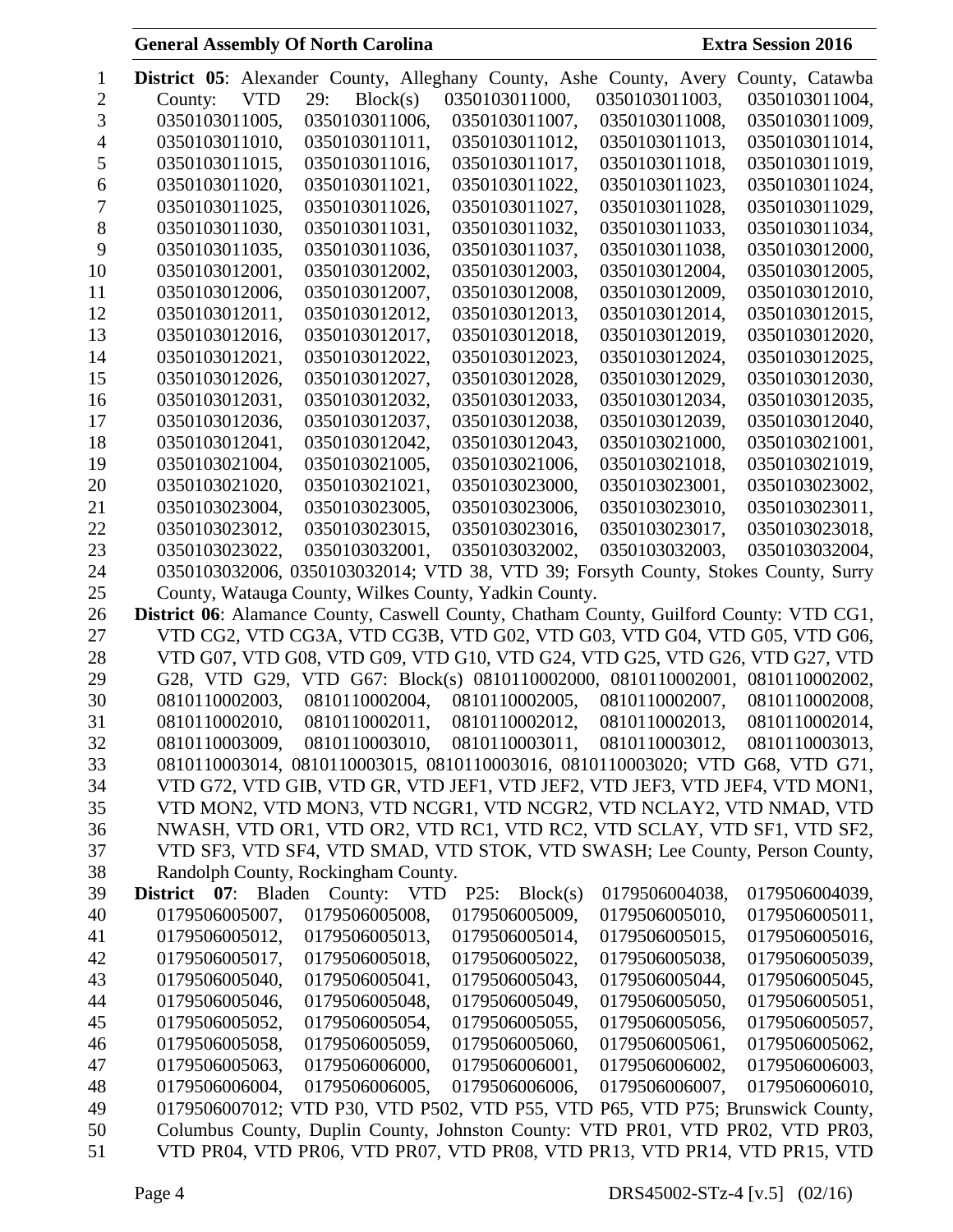**District 05**: Alexander County, Alleghany County, Ashe County, Avery County, Catawba County: VTD 29: Block(s) 0350103011000, 0350103011003, 0350103011004, 0350103011005, 0350103011006, 0350103011007, 0350103011008, 0350103011009, 0350103011010, 0350103011011, 0350103011012, 0350103011013, 0350103011014, 0350103011015, 0350103011016, 0350103011017, 0350103011018, 0350103011019, 0350103011020, 0350103011021, 0350103011022, 0350103011023, 0350103011024, 0350103011025, 0350103011026, 0350103011027, 0350103011028, 0350103011029, 0350103011030, 0350103011031, 0350103011032, 0350103011033, 0350103011034, 0350103011035, 0350103011036, 0350103011037, 0350103011038, 0350103012000, 0350103012001, 0350103012002, 0350103012003, 0350103012004, 0350103012005, 0350103012006, 0350103012007, 0350103012008, 0350103012009, 0350103012010, 0350103012011, 0350103012012, 0350103012013, 0350103012014, 0350103012015, 0350103012016, 0350103012017, 0350103012018, 0350103012019, 0350103012020, 0350103012021, 0350103012022, 0350103012023, 0350103012024, 0350103012025, 0350103012026, 0350103012027, 0350103012028, 0350103012029, 0350103012030, 0350103012031, 0350103012032, 0350103012033, 0350103012034, 0350103012035, 0350103012036, 0350103012037, 0350103012038, 0350103012039, 0350103012040, 0350103012041, 0350103012042, 0350103012043, 0350103021000, 0350103021001, 0350103021004, 0350103021005, 0350103021006, 0350103021018, 0350103021019, 0350103021020, 0350103021021, 0350103023000, 0350103023001, 0350103023002, 0350103023004, 0350103023005, 0350103023006, 0350103023010, 0350103023011, 0350103023012, 0350103023015, 0350103023016, 0350103023017, 0350103023018, 0350103023022, 0350103032001, 0350103032002, 0350103032003, 0350103032004, 0350103032006, 0350103032014; VTD 38, VTD 39; Forsyth County, Stokes County, Surry County, Watauga County, Wilkes County, Yadkin County.

**District 06**: Alamance County, Caswell County, Chatham County, Guilford County: VTD CG1, VTD CG2, VTD CG3A, VTD CG3B, VTD G02, VTD G03, VTD G04, VTD G05, VTD G06, VTD G07, VTD G08, VTD G09, VTD G10, VTD G24, VTD G25, VTD G26, VTD G27, VTD G28, VTD G29, VTD G67: Block(s) 0810110002000, 0810110002001, 0810110002002, 0810110002003, 0810110002004, 0810110002005, 0810110002007, 0810110002008, 0810110002010, 0810110002011, 0810110002012, 0810110002013, 0810110002014, 0810110003009, 0810110003010, 0810110003011, 0810110003012, 0810110003013, 0810110003014, 0810110003015, 0810110003016, 0810110003020; VTD G68, VTD G71, VTD G72, VTD GIB, VTD GR, VTD JEF1, VTD JEF2, VTD JEF3, VTD JEF4, VTD MON1, VTD MON2, VTD MON3, VTD NCGR1, VTD NCGR2, VTD NCLAY2, VTD NMAD, VTD NWASH, VTD OR1, VTD OR2, VTD RC1, VTD RC2, VTD SCLAY, VTD SF1, VTD SF2, VTD SF3, VTD SF4, VTD SMAD, VTD STOK, VTD SWASH; Lee County, Person County, Randolph County, Rockingham County.

**District 07**: Bladen County: VTD P25: Block(s) 0179506004038, 0179506004039, 0179506005007, 0179506005008, 0179506005009, 0179506005010, 0179506005011, 0179506005012, 0179506005013, 0179506005014, 0179506005015, 0179506005016, 0179506005017, 0179506005018, 0179506005022, 0179506005038, 0179506005039, 0179506005040, 0179506005041, 0179506005043, 0179506005044, 0179506005045, 0179506005046, 0179506005048, 0179506005049, 0179506005050, 0179506005051, 0179506005052, 0179506005054, 0179506005055, 0179506005056, 0179506005057, 0179506005058, 0179506005059, 0179506005060, 0179506005061, 0179506005062, 0179506005063, 0179506006000, 0179506006001, 0179506006002, 0179506006003, 0179506006004, 0179506006005, 0179506006006, 0179506006007, 0179506006010, 0179506007012; VTD P30, VTD P502, VTD P55, VTD P65, VTD P75; Brunswick County, Columbus County, Duplin County, Johnston County: VTD PR01, VTD PR02, VTD PR03, VTD PR04, VTD PR06, VTD PR07, VTD PR08, VTD PR13, VTD PR14, VTD PR15, VTD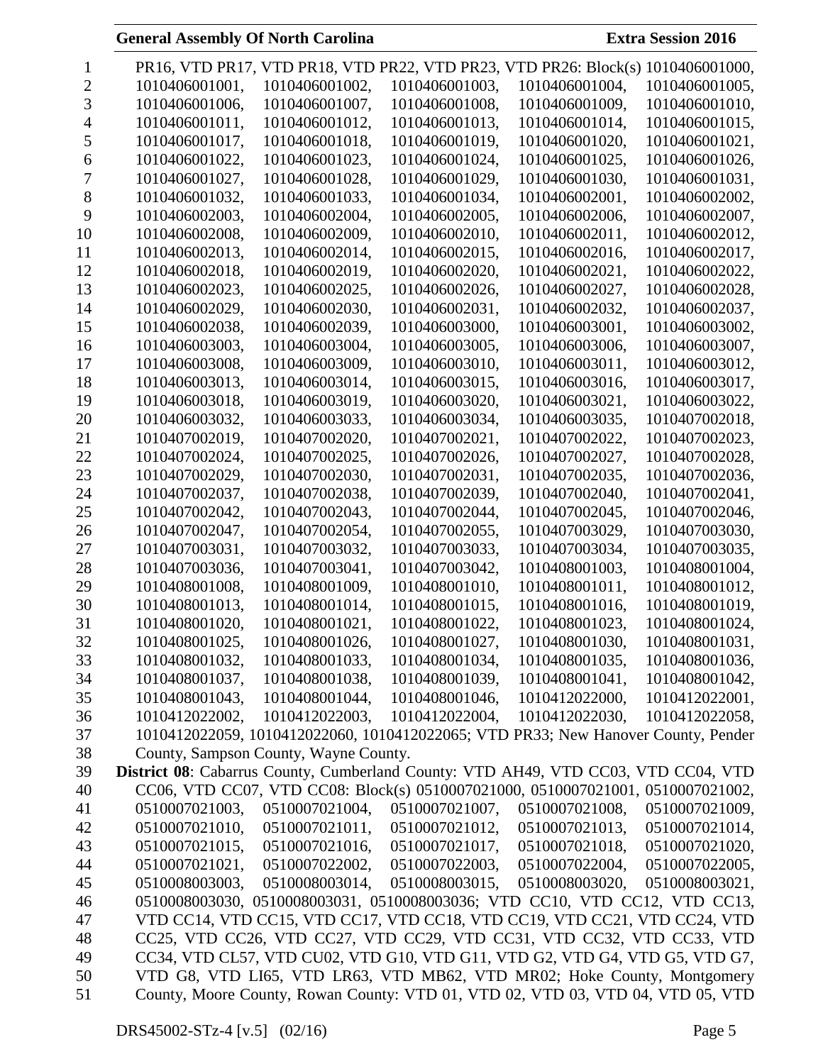PR16, VTD PR17, VTD PR18, VTD PR22, VTD PR23, VTD PR26: Block(s) 1010406001000, 1010406001001, 1010406001002, 1010406001003, 1010406001004, 1010406001005, 1010406001006, 1010406001007, 1010406001008, 1010406001009, 1010406001010, 1010406001011, 1010406001012, 1010406001013, 1010406001014, 1010406001015, 1010406001017, 1010406001018, 1010406001019, 1010406001020, 1010406001021, 1010406001022, 1010406001023, 1010406001024, 1010406001025, 1010406001026, 1010406001027, 1010406001028, 1010406001029, 1010406001030, 1010406001031, 1010406001032, 1010406001033, 1010406001034, 1010406002001, 1010406002002, 1010406002003, 1010406002004, 1010406002005, 1010406002006, 1010406002007, 1010406002008, 1010406002009, 1010406002010, 1010406002011, 1010406002012, 1010406002013, 1010406002014, 1010406002015, 1010406002016, 1010406002017, 1010406002018, 1010406002019, 1010406002020, 1010406002021, 1010406002022, 1010406002023, 1010406002025, 1010406002026, 1010406002027, 1010406002028, 1010406002029, 1010406002030, 1010406002031, 1010406002032, 1010406002037, 1010406002038, 1010406002039, 1010406003000, 1010406003001, 1010406003002, 1010406003003, 1010406003004, 1010406003005, 1010406003006, 1010406003007, 1010406003008, 1010406003009, 1010406003010, 1010406003011, 1010406003012, 1010406003013, 1010406003014, 1010406003015, 1010406003016, 1010406003017, 1010406003018, 1010406003019, 1010406003020, 1010406003021, 1010406003022, 1010406003032, 1010406003033, 1010406003034, 1010406003035, 1010407002018, 1010407002019, 1010407002020, 1010407002021, 1010407002022, 1010407002023, 1010407002024, 1010407002025, 1010407002026, 1010407002027, 1010407002028, 1010407002029, 1010407002030, 1010407002031, 1010407002035, 1010407002036, 1010407002037, 1010407002038, 1010407002039, 1010407002040, 1010407002041, 1010407002042, 1010407002043, 1010407002044, 1010407002045, 1010407002046, 1010407002047, 1010407002054, 1010407002055, 1010407003029, 1010407003030, 1010407003031, 1010407003032, 1010407003033, 1010407003034, 1010407003035, 1010407003036, 1010407003041, 1010407003042, 1010408001003, 1010408001004, 1010408001008, 1010408001009, 1010408001010, 1010408001011, 1010408001012, 1010408001013, 1010408001014, 1010408001015, 1010408001016, 1010408001019, 1010408001020, 1010408001021, 1010408001022, 1010408001023, 1010408001024, 1010408001025, 1010408001026, 1010408001027, 1010408001030, 1010408001031, 1010408001032, 1010408001033, 1010408001034, 1010408001035, 1010408001036, 1010408001037, 1010408001038, 1010408001039, 1010408001041, 1010408001042, 1010408001043, 1010408001044, 1010408001046, 1010412022000, 1010412022001, 1010412022002, 1010412022003, 1010412022004, 1010412022030, 1010412022058, 1010412022059, 1010412022060, 1010412022065; VTD PR33; New Hanover County, Pender County, Sampson County, Wayne County.

**District 08**: Cabarrus County, Cumberland County: VTD AH49, VTD CC03, VTD CC04, VTD CC06, VTD CC07, VTD CC08: Block(s) 0510007021000, 0510007021001, 0510007021002, 0510007021003, 0510007021004, 0510007021007, 0510007021008, 0510007021009, 0510007021010, 0510007021011, 0510007021012, 0510007021013, 0510007021014, 0510007021015, 0510007021016, 0510007021017, 0510007021018, 0510007021020, 0510007021021, 0510007022002, 0510007022003, 0510007022004, 0510007022005, 0510008003003, 0510008003014, 0510008003015, 0510008003020, 0510008003021, 0510008003030, 0510008003031, 0510008003036; VTD CC10, VTD CC12, VTD CC13, VTD CC14, VTD CC15, VTD CC17, VTD CC18, VTD CC19, VTD CC21, VTD CC24, VTD CC25, VTD CC26, VTD CC27, VTD CC29, VTD CC31, VTD CC32, VTD CC33, VTD CC34, VTD CL57, VTD CU02, VTD G10, VTD G11, VTD G2, VTD G4, VTD G5, VTD G7, VTD G8, VTD LI65, VTD LR63, VTD MB62, VTD MR02; Hoke County, Montgomery County, Moore County, Rowan County: VTD 01, VTD 02, VTD 03, VTD 04, VTD 05, VTD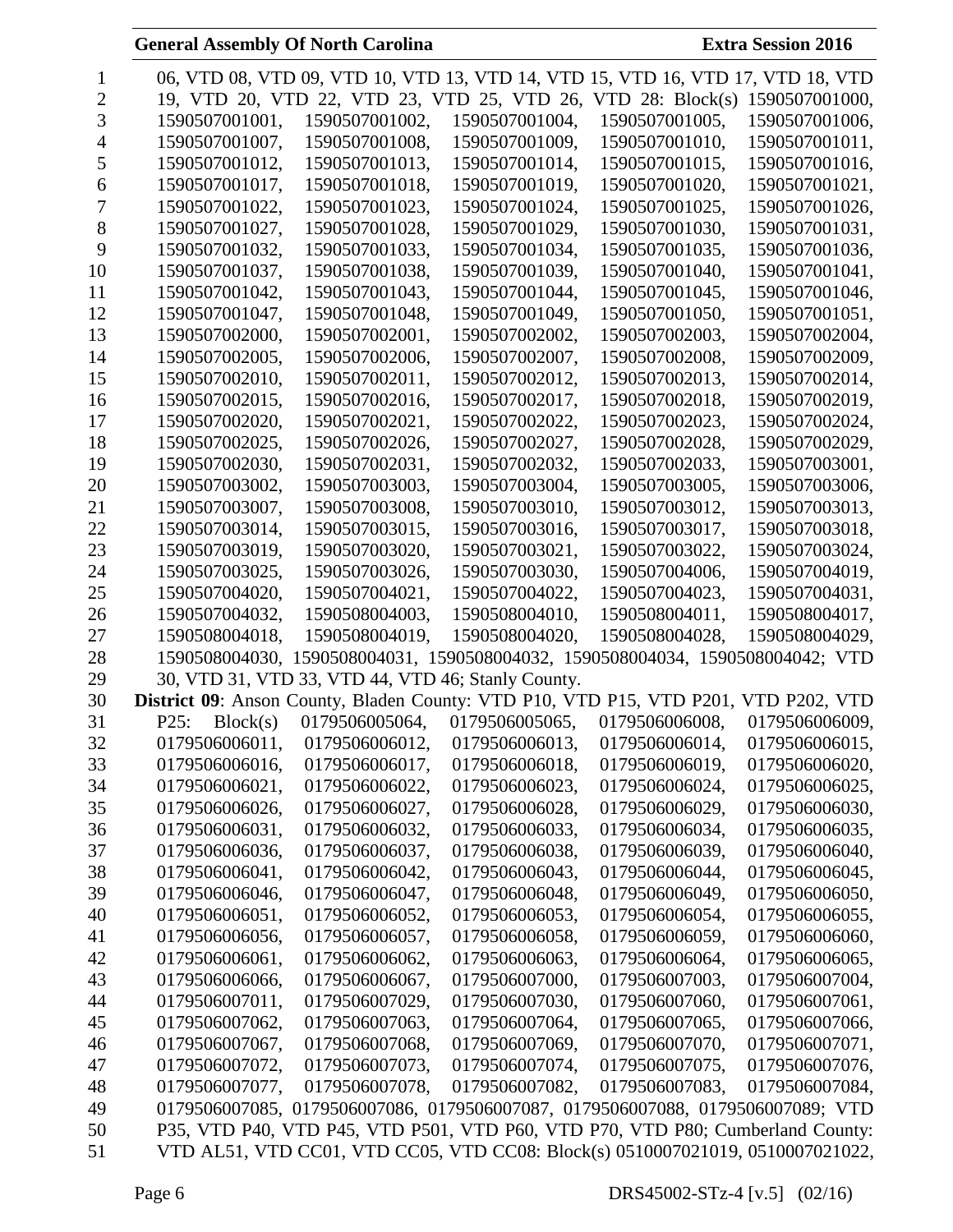06, VTD 08, VTD 09, VTD 10, VTD 13, VTD 14, VTD 15, VTD 16, VTD 17, VTD 18, VTD 19, VTD 20, VTD 22, VTD 23, VTD 25, VTD 26, VTD 28: Block(s) 1590507001000, 1590507001001, 1590507001002, 1590507001004, 1590507001005, 1590507001006, 1590507001007, 1590507001008, 1590507001009, 1590507001010, 1590507001011, 1590507001012, 1590507001013, 1590507001014, 1590507001015, 1590507001016, 1590507001017, 1590507001018, 1590507001019, 1590507001020, 1590507001021, 1590507001022, 1590507001023, 1590507001024, 1590507001025, 1590507001026, 1590507001027, 1590507001028, 1590507001029, 1590507001030, 1590507001031, 1590507001032, 1590507001033, 1590507001034, 1590507001035, 1590507001036, 1590507001037, 1590507001038, 1590507001039, 1590507001040, 1590507001041, 1590507001042, 1590507001043, 1590507001044, 1590507001045, 1590507001046, 1590507001047, 1590507001048, 1590507001049, 1590507001050, 1590507001051, 1590507002000, 1590507002001, 1590507002002, 1590507002003, 1590507002004, 1590507002005, 1590507002006, 1590507002007, 1590507002008, 1590507002009, 1590507002010, 1590507002011, 1590507002012, 1590507002013, 1590507002014, 1590507002015, 1590507002016, 1590507002017, 1590507002018, 1590507002019, 1590507002020, 1590507002021, 1590507002022, 1590507002023, 1590507002024, 1590507002025, 1590507002026, 1590507002027, 1590507002028, 1590507002029, 1590507002030, 1590507002031, 1590507002032, 1590507002033, 1590507003001, 1590507003002, 1590507003003, 1590507003004, 1590507003005, 1590507003006, 1590507003007, 1590507003008, 1590507003010, 1590507003012, 1590507003013, 1590507003014, 1590507003015, 1590507003016, 1590507003017, 1590507003018, 1590507003019, 1590507003020, 1590507003021, 1590507003022, 1590507003024, 1590507003025, 1590507003026, 1590507003030, 1590507004006, 1590507004019, 1590507004020, 1590507004021, 1590507004022, 1590507004023, 1590507004031, 1590507004032, 1590508004003, 1590508004010, 1590508004011, 1590508004017, 1590508004018, 1590508004019, 1590508004020, 1590508004028, 1590508004029, 1590508004030, 1590508004031, 1590508004032, 1590508004034, 1590508004042; VTD 30, VTD 31, VTD 33, VTD 44, VTD 46; Stanly County.

**District 09**: Anson County, Bladen County: VTD P10, VTD P15, VTD P201, VTD P202, VTD P25: Block(s) 0179506005064, 0179506005065, 0179506006008, 0179506006009, 0179506006011, 0179506006012, 0179506006013, 0179506006014, 0179506006015, 0179506006016, 0179506006017, 0179506006018, 0179506006019, 0179506006020, 0179506006021, 0179506006022, 0179506006023, 0179506006024, 0179506006025, 0179506006026, 0179506006027, 0179506006028, 0179506006029, 0179506006030, 0179506006031, 0179506006032, 0179506006033, 0179506006034, 0179506006035, 0179506006036, 0179506006037, 0179506006038, 0179506006039, 0179506006040, 0179506006041, 0179506006042, 0179506006043, 0179506006044, 0179506006045, 0179506006046, 0179506006047, 0179506006048, 0179506006049, 0179506006050, 0179506006051, 0179506006052, 0179506006053, 0179506006054, 0179506006055, 0179506006056, 0179506006057, 0179506006058, 0179506006059, 0179506006060, 0179506006061, 0179506006062, 0179506006063, 0179506006064, 0179506006065, 0179506006066, 0179506006067, 0179506007000, 0179506007003, 0179506007004, 0179506007011, 0179506007029, 0179506007030, 0179506007060, 0179506007061, 0179506007062, 0179506007063, 0179506007064, 0179506007065, 0179506007066, 0179506007067, 0179506007068, 0179506007069, 0179506007070, 0179506007071, 0179506007072, 0179506007073, 0179506007074, 0179506007075, 0179506007076, 0179506007077, 0179506007078, 0179506007082, 0179506007083, 0179506007084, 0179506007085, 0179506007086, 0179506007087, 0179506007088, 0179506007089; VTD P35, VTD P40, VTD P45, VTD P501, VTD P60, VTD P70, VTD P80; Cumberland County: VTD AL51, VTD CC01, VTD CC05, VTD CC08: Block(s) 0510007021019, 0510007021022,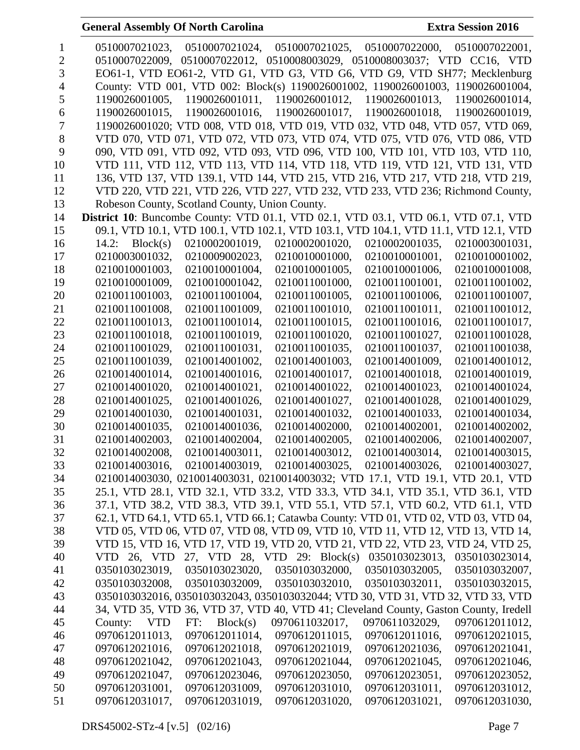0510007021023, 0510007021024, 0510007021025, 0510007022000, 0510007022001, 0510007022009, 0510007022012, 0510008003029, 0510008003037; VTD CC16, VTD EO61-1, VTD EO61-2, VTD G1, VTD G3, VTD G6, VTD G9, VTD SH77; Mecklenburg County: VTD 001, VTD 002: Block(s) 1190026001002, 1190026001003, 1190026001004, 1190026001005, 1190026001011, 1190026001012, 1190026001013, 1190026001014, 1190026001015, 1190026001016, 1190026001017, 1190026001018, 1190026001019, 1190026001020; VTD 008, VTD 018, VTD 019, VTD 032, VTD 048, VTD 057, VTD 069, VTD 070, VTD 071, VTD 072, VTD 073, VTD 074, VTD 075, VTD 076, VTD 086, VTD 090, VTD 091, VTD 092, VTD 093, VTD 096, VTD 100, VTD 101, VTD 103, VTD 110, VTD 111, VTD 112, VTD 113, VTD 114, VTD 118, VTD 119, VTD 121, VTD 131, VTD 136, VTD 137, VTD 139.1, VTD 144, VTD 215, VTD 216, VTD 217, VTD 218, VTD 219, VTD 220, VTD 221, VTD 226, VTD 227, VTD 232, VTD 233, VTD 236; Richmond County, Robeson County, Scotland County, Union County.

**District 10**: Buncombe County: VTD 01.1, VTD 02.1, VTD 03.1, VTD 06.1, VTD 07.1, VTD 09.1, VTD 10.1, VTD 100.1, VTD 102.1, VTD 103.1, VTD 104.1, VTD 11.1, VTD 12.1, VTD 14.2: Block(s) 0210002001019, 0210002001020, 0210002001035, 0210003001031, 0210003001032, 0210009002023, 0210010001000, 0210010001001, 0210010001002, 0210010001003, 0210010001004, 0210010001005, 0210010001006, 0210010001008, 0210010001009, 0210010001042, 0210011001000, 0210011001001, 0210011001002, 0210011001003, 0210011001004, 0210011001005, 0210011001006, 0210011001007, 0210011001008, 0210011001009, 0210011001010, 0210011001011, 0210011001012, 0210011001013, 0210011001014, 0210011001015, 0210011001016, 0210011001017, 0210011001018, 0210011001019, 0210011001020, 0210011001027, 0210011001028, 0210011001029, 0210011001031, 0210011001035, 0210011001037, 0210011001038, 0210011001039, 0210014001002, 0210014001003, 0210014001009, 0210014001012, 0210014001014, 0210014001016, 0210014001017, 0210014001018, 0210014001019, 0210014001020, 0210014001021, 0210014001022, 0210014001023, 0210014001024, 0210014001025, 0210014001026, 0210014001027, 0210014001028, 0210014001029, 0210014001030, 0210014001031, 0210014001032, 0210014001033, 0210014001034, 0210014001035, 0210014001036, 0210014002000, 0210014002001, 0210014002002, 0210014002003, 0210014002004, 0210014002005, 0210014002006, 0210014002007, 0210014002008, 0210014003011, 0210014003012, 0210014003014, 0210014003015, 0210014003016, 0210014003019, 0210014003025, 0210014003026, 0210014003027, 0210014003030, 0210014003031, 0210014003032; VTD 17.1, VTD 19.1, VTD 20.1, VTD 25.1, VTD 28.1, VTD 32.1, VTD 33.2, VTD 33.3, VTD 34.1, VTD 35.1, VTD 36.1, VTD 37.1, VTD 38.2, VTD 38.3, VTD 39.1, VTD 55.1, VTD 57.1, VTD 60.2, VTD 61.1, VTD 62.1, VTD 64.1, VTD 65.1, VTD 66.1; Catawba County: VTD 01, VTD 02, VTD 03, VTD 04, VTD 05, VTD 06, VTD 07, VTD 08, VTD 09, VTD 10, VTD 11, VTD 12, VTD 13, VTD 14, VTD 15, VTD 16, VTD 17, VTD 19, VTD 20, VTD 21, VTD 22, VTD 23, VTD 24, VTD 25, VTD 26, VTD 27, VTD 28, VTD 29: Block(s) 0350103023013, 0350103023014, 0350103023019, 0350103023020, 0350103032000, 0350103032005, 0350103032007, 0350103032008, 0350103032009, 0350103032010, 0350103032011, 0350103032015, 0350103032016, 0350103032043, 0350103032044; VTD 30, VTD 31, VTD 32, VTD 33, VTD 34, VTD 35, VTD 36, VTD 37, VTD 40, VTD 41; Cleveland County, Gaston County, Iredell County: VTD FT: Block(s) 0970611032017, 0970611032029, 0970612011012, 0970612011013, 0970612011014, 0970612011015, 0970612011016, 0970612021015, 0970612021016, 0970612021018, 0970612021019, 0970612021036, 0970612021041, 0970612021042, 0970612021043, 0970612021044, 0970612021045, 0970612021046, 0970612021047, 0970612023046, 0970612023050, 0970612023051, 0970612023052, 0970612031001, 0970612031009, 0970612031010, 0970612031011, 0970612031012, 0970612031017, 0970612031019, 0970612031020, 0970612031021, 0970612031030,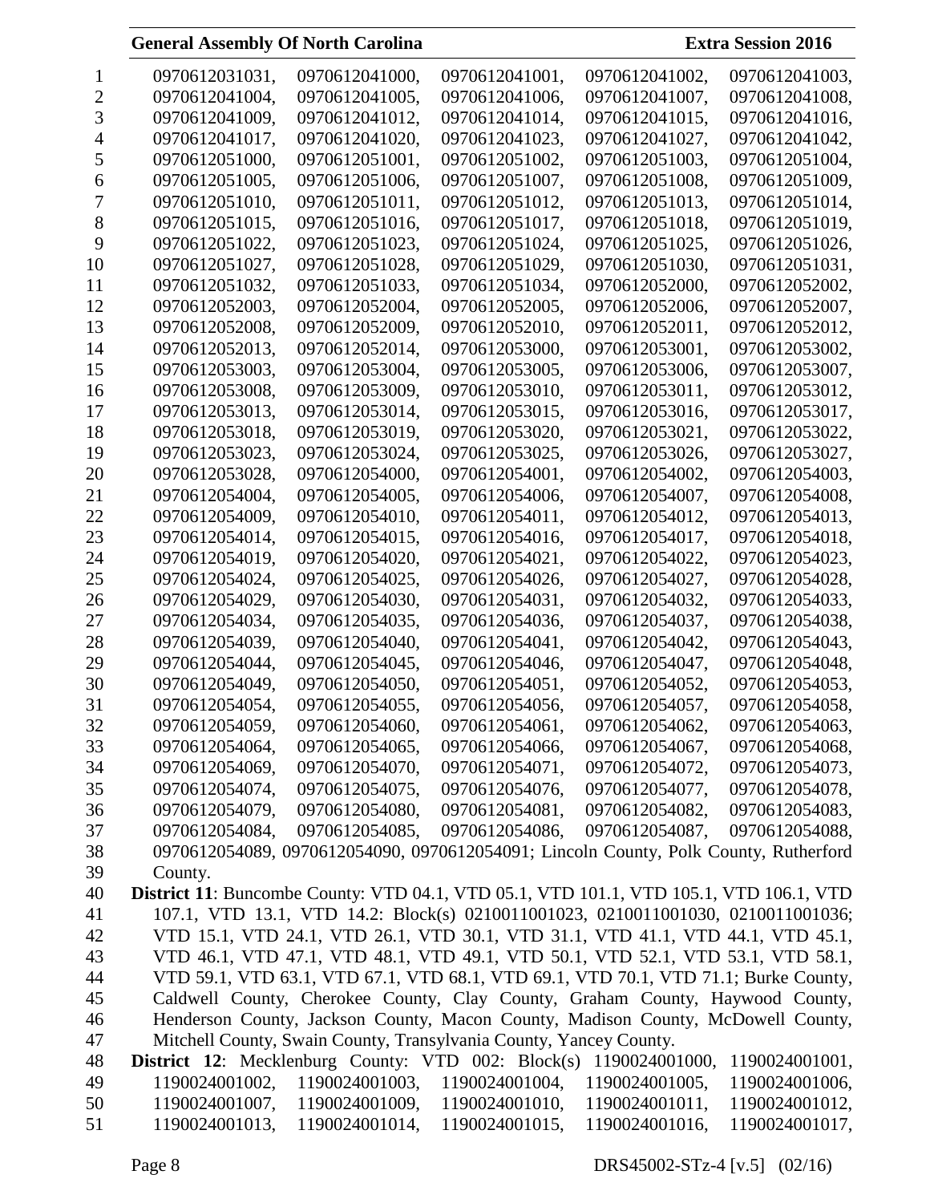0970612031031, 0970612041000, 0970612041001, 0970612041002, 0970612041003, 0970612041004, 0970612041005, 0970612041006, 0970612041007, 0970612041008, 0970612041009, 0970612041012, 0970612041014, 0970612041015, 0970612041016, 0970612041017, 0970612041020, 0970612041023, 0970612041027, 0970612041042, 0970612051000, 0970612051001, 0970612051002, 0970612051003, 0970612051004, 0970612051005, 0970612051006, 0970612051007, 0970612051008, 0970612051009, 0970612051010, 0970612051011, 0970612051012, 0970612051013, 0970612051014, 0970612051015, 0970612051016, 0970612051017, 0970612051018, 0970612051019, 0970612051022, 0970612051023, 0970612051024, 0970612051025, 0970612051026, 0970612051027, 0970612051028, 0970612051029, 0970612051030, 0970612051031, 0970612051032, 0970612051033, 0970612051034, 0970612052000, 0970612052002, 0970612052003, 0970612052004, 0970612052005, 0970612052006, 0970612052007, 0970612052008, 0970612052009, 0970612052010, 0970612052011, 0970612052012, 0970612052013, 0970612052014, 0970612053000, 0970612053001, 0970612053002, 0970612053003, 0970612053004, 0970612053005, 0970612053006, 0970612053007, 0970612053008, 0970612053009, 0970612053010, 0970612053011, 0970612053012, 0970612053013, 0970612053014, 0970612053015, 0970612053016, 0970612053017, 0970612053018, 0970612053019, 0970612053020, 0970612053021, 0970612053022, 0970612053023, 0970612053024, 0970612053025, 0970612053026, 0970612053027, 0970612053028, 0970612054000, 0970612054001, 0970612054002, 0970612054003, 0970612054004, 0970612054005, 0970612054006, 0970612054007, 0970612054008, 0970612054009, 0970612054010, 0970612054011, 0970612054012, 0970612054013, 0970612054014, 0970612054015, 0970612054016, 0970612054017, 0970612054018, 0970612054019, 0970612054020, 0970612054021, 0970612054022, 0970612054023, 0970612054024, 0970612054025, 0970612054026, 0970612054027, 0970612054028, 0970612054029, 0970612054030, 0970612054031, 0970612054032, 0970612054033, 0970612054034, 0970612054035, 0970612054036, 0970612054037, 0970612054038, 0970612054039, 0970612054040, 0970612054041, 0970612054042, 0970612054043, 0970612054044, 0970612054045, 0970612054046, 0970612054047, 0970612054048, 0970612054049, 0970612054050, 0970612054051, 0970612054052, 0970612054053, 0970612054054, 0970612054055, 0970612054056, 0970612054057, 0970612054058, 0970612054059, 0970612054060, 0970612054061, 0970612054062, 0970612054063, 0970612054064, 0970612054065, 0970612054066, 0970612054067, 0970612054068, 0970612054069, 0970612054070, 0970612054071, 0970612054072, 0970612054073, 0970612054074, 0970612054075, 0970612054076, 0970612054077, 0970612054078, 0970612054079, 0970612054080, 0970612054081, 0970612054082, 0970612054083, 0970612054084, 0970612054085, 0970612054086, 0970612054087, 0970612054088, 0970612054089, 0970612054090, 0970612054091; Lincoln County, Polk County, Rutherford County.

**District 11**: Buncombe County: VTD 04.1, VTD 05.1, VTD 101.1, VTD 105.1, VTD 106.1, VTD 107.1, VTD 13.1, VTD 14.2: Block(s) 0210011001023, 0210011001030, 0210011001036; VTD 15.1, VTD 24.1, VTD 26.1, VTD 30.1, VTD 31.1, VTD 41.1, VTD 44.1, VTD 45.1, VTD 46.1, VTD 47.1, VTD 48.1, VTD 49.1, VTD 50.1, VTD 52.1, VTD 53.1, VTD 58.1, VTD 59.1, VTD 63.1, VTD 67.1, VTD 68.1, VTD 69.1, VTD 70.1, VTD 71.1; Burke County, Caldwell County, Cherokee County, Clay County, Graham County, Haywood County, Henderson County, Jackson County, Macon County, Madison County, McDowell County, Mitchell County, Swain County, Transylvania County, Yancey County.

**District 12**: Mecklenburg County: VTD 002: Block(s) 1190024001000, 1190024001001, 1190024001002, 1190024001003, 1190024001004, 1190024001005, 1190024001006, 1190024001007, 1190024001009, 1190024001010, 1190024001011, 1190024001012, 1190024001013, 1190024001014, 1190024001015, 1190024001016, 1190024001017,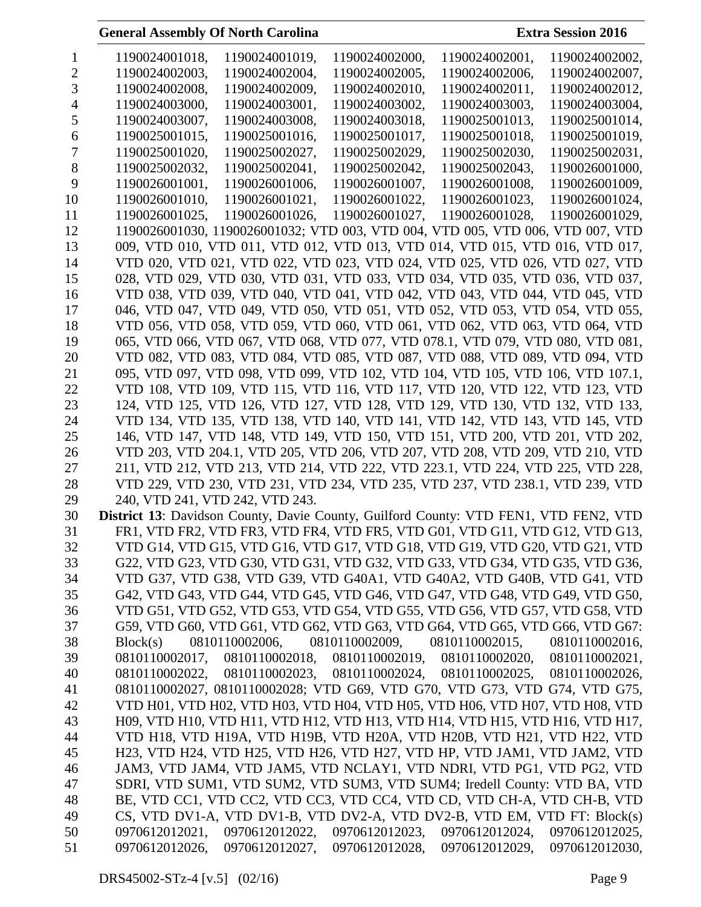1190024001018, 1190024001019, 1190024002000, 1190024002001, 1190024002002, 1190024002003, 1190024002004, 1190024002005, 1190024002006, 1190024002007, 1190024002008, 1190024002009, 1190024002010, 1190024002011, 1190024002012, 1190024003000, 1190024003001, 1190024003002, 1190024003003, 1190024003004, 1190024003007, 1190024003008, 1190024003018, 1190025001013, 1190025001014, 1190025001015, 1190025001016, 1190025001017, 1190025001018, 1190025001019, 1190025001020, 1190025002027, 1190025002029, 1190025002030, 1190025002031, 1190025002032, 1190025002041, 1190025002042, 1190025002043, 1190026001000, 1190026001001, 1190026001006, 1190026001007, 1190026001008, 1190026001009, 1190026001010, 1190026001021, 1190026001022, 1190026001023, 1190026001024, 1190026001025, 1190026001026, 1190026001027, 1190026001028, 1190026001029, 1190026001030, 1190026001032; VTD 003, VTD 004, VTD 005, VTD 006, VTD 007, VTD 009, VTD 010, VTD 011, VTD 012, VTD 013, VTD 014, VTD 015, VTD 016, VTD 017, VTD 020, VTD 021, VTD 022, VTD 023, VTD 024, VTD 025, VTD 026, VTD 027, VTD 028, VTD 029, VTD 030, VTD 031, VTD 033, VTD 034, VTD 035, VTD 036, VTD 037, VTD 038, VTD 039, VTD 040, VTD 041, VTD 042, VTD 043, VTD 044, VTD 045, VTD 046, VTD 047, VTD 049, VTD 050, VTD 051, VTD 052, VTD 053, VTD 054, VTD 055, VTD 056, VTD 058, VTD 059, VTD 060, VTD 061, VTD 062, VTD 063, VTD 064, VTD 065, VTD 066, VTD 067, VTD 068, VTD 077, VTD 078.1, VTD 079, VTD 080, VTD 081, VTD 082, VTD 083, VTD 084, VTD 085, VTD 087, VTD 088, VTD 089, VTD 094, VTD 095, VTD 097, VTD 098, VTD 099, VTD 102, VTD 104, VTD 105, VTD 106, VTD 107.1, VTD 108, VTD 109, VTD 115, VTD 116, VTD 117, VTD 120, VTD 122, VTD 123, VTD 124, VTD 125, VTD 126, VTD 127, VTD 128, VTD 129, VTD 130, VTD 132, VTD 133, VTD 134, VTD 135, VTD 138, VTD 140, VTD 141, VTD 142, VTD 143, VTD 145, VTD 146, VTD 147, VTD 148, VTD 149, VTD 150, VTD 151, VTD 200, VTD 201, VTD 202, VTD 203, VTD 204.1, VTD 205, VTD 206, VTD 207, VTD 208, VTD 209, VTD 210, VTD 211, VTD 212, VTD 213, VTD 214, VTD 222, VTD 223.1, VTD 224, VTD 225, VTD 228, VTD 229, VTD 230, VTD 231, VTD 234, VTD 235, VTD 237, VTD 238.1, VTD 239, VTD 240, VTD 241, VTD 242, VTD 243.

**District 13**: Davidson County, Davie County, Guilford County: VTD FEN1, VTD FEN2, VTD FR1, VTD FR2, VTD FR3, VTD FR4, VTD FR5, VTD G01, VTD G11, VTD G12, VTD G13, VTD G14, VTD G15, VTD G16, VTD G17, VTD G18, VTD G19, VTD G20, VTD G21, VTD G22, VTD G23, VTD G30, VTD G31, VTD G32, VTD G33, VTD G34, VTD G35, VTD G36, VTD G37, VTD G38, VTD G39, VTD G40A1, VTD G40A2, VTD G40B, VTD G41, VTD G42, VTD G43, VTD G44, VTD G45, VTD G46, VTD G47, VTD G48, VTD G49, VTD G50, VTD G51, VTD G52, VTD G53, VTD G54, VTD G55, VTD G56, VTD G57, VTD G58, VTD G59, VTD G60, VTD G61, VTD G62, VTD G63, VTD G64, VTD G65, VTD G66, VTD G67: Block(s) 0810110002006, 0810110002009, 0810110002015, 0810110002016, 0810110002017, 0810110002018, 0810110002019, 0810110002020, 0810110002021, 0810110002022, 0810110002023, 0810110002024, 0810110002025, 0810110002026, 0810110002027, 0810110002028; VTD G69, VTD G70, VTD G73, VTD G74, VTD G75, VTD H01, VTD H02, VTD H03, VTD H04, VTD H05, VTD H06, VTD H07, VTD H08, VTD H09, VTD H10, VTD H11, VTD H12, VTD H13, VTD H14, VTD H15, VTD H16, VTD H17, VTD H18, VTD H19A, VTD H19B, VTD H20A, VTD H20B, VTD H21, VTD H22, VTD H23, VTD H24, VTD H25, VTD H26, VTD H27, VTD HP, VTD JAM1, VTD JAM2, VTD JAM3, VTD JAM4, VTD JAM5, VTD NCLAY1, VTD NDRI, VTD PG1, VTD PG2, VTD SDRI, VTD SUM1, VTD SUM2, VTD SUM3, VTD SUM4; Iredell County: VTD BA, VTD BE, VTD CC1, VTD CC2, VTD CC3, VTD CC4, VTD CD, VTD CH-A, VTD CH-B, VTD CS, VTD DV1-A, VTD DV1-B, VTD DV2-A, VTD DV2-B, VTD EM, VTD FT: Block(s) 0970612012021, 0970612012022, 0970612012023, 0970612012024, 0970612012025, 0970612012026, 0970612012027, 0970612012028, 0970612012029, 0970612012030,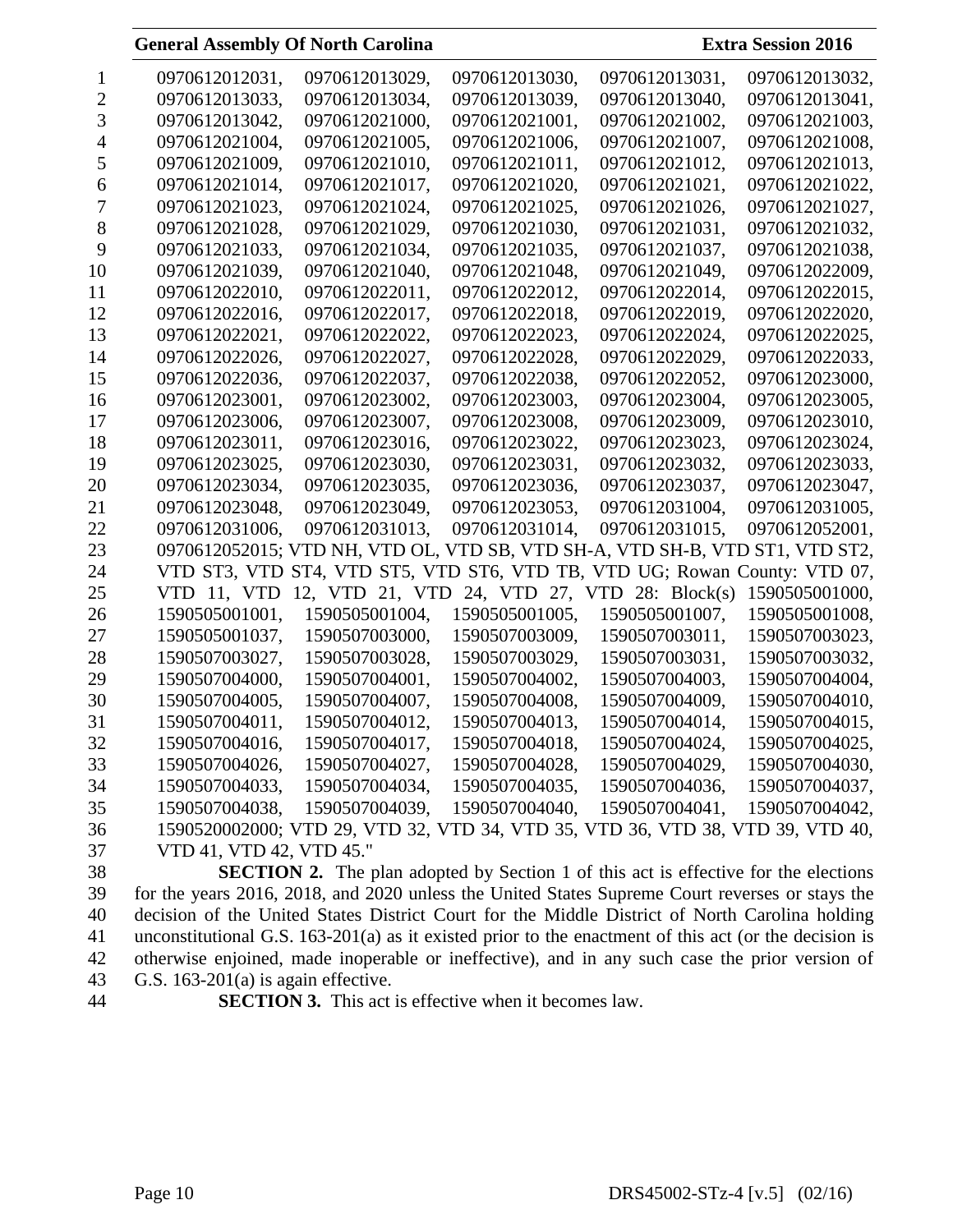0970612012031, 0970612013029, 0970612013030, 0970612013031, 0970612013032, 0970612013033, 0970612013034, 0970612013039, 0970612013040, 0970612013041, 0970612013042, 0970612021000, 0970612021001, 0970612021002, 0970612021003, 0970612021004, 0970612021005, 0970612021006, 0970612021007, 0970612021008, 0970612021009, 0970612021010, 0970612021011, 0970612021012, 0970612021013, 0970612021014, 0970612021017, 0970612021020, 0970612021021, 0970612021022, 0970612021023, 0970612021024, 0970612021025, 0970612021026, 0970612021027, 0970612021028, 0970612021029, 0970612021030, 0970612021031, 0970612021032, 0970612021033, 0970612021034, 0970612021035, 0970612021037, 0970612021038, 0970612021039, 0970612021040, 0970612021048, 0970612021049, 0970612022009, 0970612022010, 0970612022011, 0970612022012, 0970612022014, 0970612022015, 0970612022016, 0970612022017, 0970612022018, 0970612022019, 0970612022020, 0970612022021, 0970612022022, 0970612022023, 0970612022024, 0970612022025, 0970612022026, 0970612022027, 0970612022028, 0970612022029, 0970612022033, 0970612022036, 0970612022037, 0970612022038, 0970612022052, 0970612023000, 0970612023001, 0970612023002, 0970612023003, 0970612023004, 0970612023005, 0970612023006, 0970612023007, 0970612023008, 0970612023009, 0970612023010, 0970612023011, 0970612023016, 0970612023022, 0970612023023, 0970612023024, 0970612023025, 0970612023030, 0970612023031, 0970612023032, 0970612023033, 0970612023034, 0970612023035, 0970612023036, 0970612023037, 0970612023047, 0970612023048, 0970612023049, 0970612023053, 0970612031004, 0970612031005, 0970612031006, 0970612031013, 0970612031014, 0970612031015, 0970612052001, 0970612052015; VTD NH, VTD OL, VTD SB, VTD SH-A, VTD SH-B, VTD ST1, VTD ST2, VTD ST3, VTD ST4, VTD ST5, VTD ST6, VTD TB, VTD UG; Rowan County: VTD 07, VTD 11, VTD 12, VTD 21, VTD 24, VTD 27, VTD 28: Block(s) 1590505001000, 1590505001001, 1590505001004, 1590505001005, 1590505001007, 1590505001008, 1590505001037, 1590507003000, 1590507003009, 1590507003011, 1590507003023, 1590507003027, 1590507003028, 1590507003029, 1590507003031, 1590507003032, 1590507004000, 1590507004001, 1590507004002, 1590507004003, 1590507004004, 1590507004005, 1590507004007, 1590507004008, 1590507004009, 1590507004010, 1590507004011, 1590507004012, 1590507004013, 1590507004014, 1590507004015, 1590507004016, 1590507004017, 1590507004018, 1590507004024, 1590507004025, 1590507004026, 1590507004027, 1590507004028, 1590507004029, 1590507004030, 1590507004033, 1590507004034, 1590507004035, 1590507004036, 1590507004037, 1590507004038, 1590507004039, 1590507004040, 1590507004041, 1590507004042, 1590520002000; VTD 29, VTD 32, VTD 34, VTD 35, VTD 36, VTD 38, VTD 39, VTD 40, VTD 41, VTD 42, VTD 45."

**SECTION 2.** The plan adopted by Section 1 of this act is effective for the elections for the years 2016, 2018, and 2020 unless the United States Supreme Court reverses or stays the decision of the United States District Court for the Middle District of North Carolina holding unconstitutional G.S. 163-201(a) as it existed prior to the enactment of this act (or the decision is otherwise enjoined, made inoperable or ineffective), and in any such case the prior version of G.S. 163-201(a) is again effective.

**SECTION 3.** This act is effective when it becomes law.